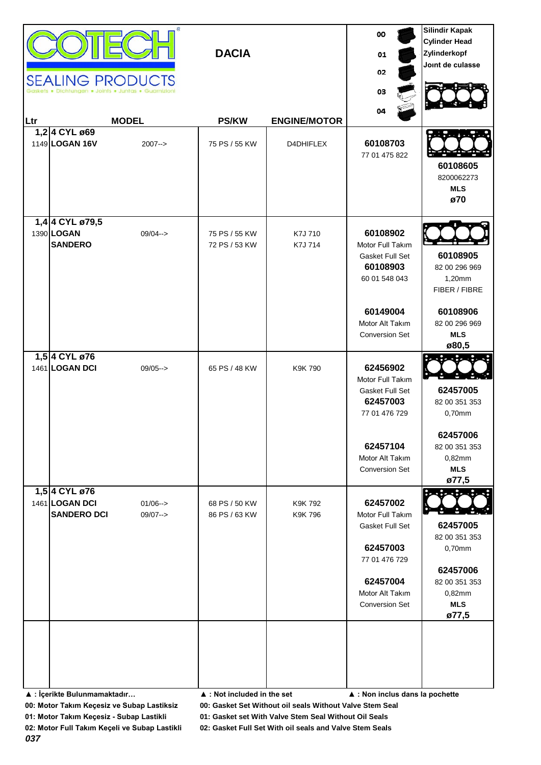**COTECH** SEALING PRODUCTS
Gaskets • Dichtungen • Joints • Juntas • Guarnizioni

# DACIA

| Ltr | MODEL | | PS/KW | ENGINE/MOTOR | 00 / 01 / 02 / 03 / 04 | Silindir Kapak / Cylinder Head / Zylinderkopf / Joınt de culasse |
|---|---|---|---|---|---|---|
| 1,2 1149 | 4 CYL ø69 **LOGAN 16V** | 2007--> | 75 PS / 55 KW | D4DHIFLEX | **60108703** 77 01 475 822 | **60108605** 8200062273 **MLS** **ø70** |
| 1,4 1390 | 4 CYL ø79,5 **LOGAN** **SANDERO** | 09/04--> | 75 PS / 55 KW 72 PS / 53 KW | K7J 710 K7J 714 | **60108902** Motor Full Takım Gasket Full Set **60108903** 60 01 548 043 **60149004** Motor Alt Takım Conversion Set | **60108905** 82 00 296 969 1,20mm FIBER / FIBRE **60108906** 82 00 296 969 **MLS** **ø80,5** |
| 1,5 1461 | 4 CYL ø76 **LOGAN DCI** | 09/05--> | 65 PS / 48 KW | K9K 790 | **62456902** Motor Full Takım Gasket Full Set **62457003** 77 01 476 729 **62457104** Motor Alt Takım Conversion Set | **62457005** 82 00 351 353 0,70mm **62457006** 82 00 351 353 0,82mm **MLS** **ø77,5** |
| 1,5 1461 | 4 CYL ø76 **LOGAN DCI** **SANDERO DCI** | 01/06--> 09/07--> | 68 PS / 50 KW 86 PS / 63 KW | K9K 792 K9K 796 | **62457002** Motor Full Takım Gasket Full Set **62457003** 77 01 476 729 **62457004** Motor Alt Takım Conversion Set | **62457005** 82 00 351 353 0,70mm **62457006** 82 00 351 353 0,82mm **MLS** **ø77,5** |
| | | | | | | |

**▲ : İçerikte Bulunmamaktadır…** **▲ : Not included in the set** **▲ : Non inclus dans la pochette**

**00: Motor Takım Keçesiz ve Subap Lastiksiz** **00: Gasket Set Without oil seals Without Valve Stem Seal**

**01: Motor Takım Keçesiz - Subap Lastikli** **01: Gasket set With Valve Stem Seal Without Oil Seals**

**02: Motor Full Takım Keçeli ve Subap Lastikli** **02: Gasket Full Set With oil seals and Valve Stem Seals**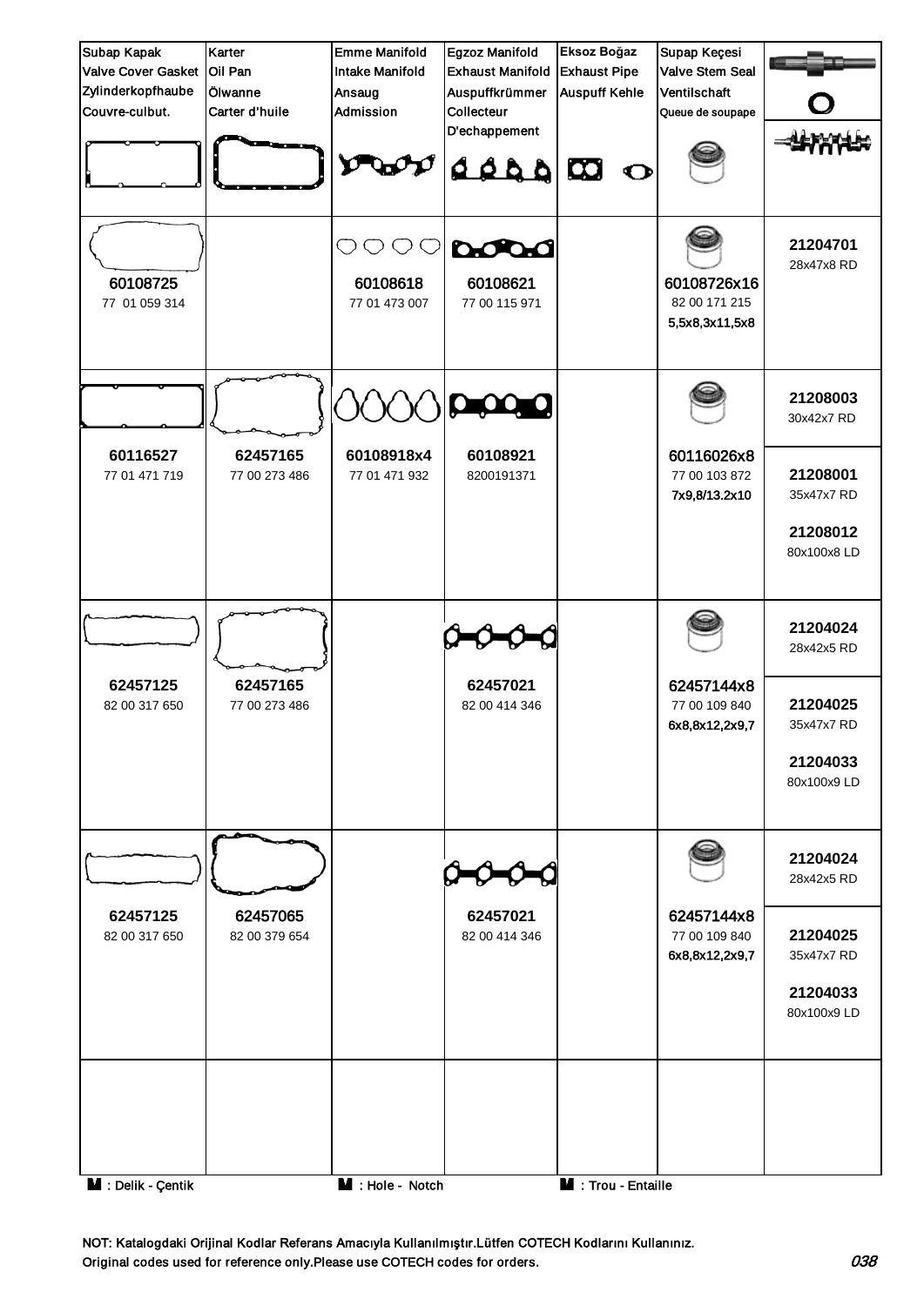| Subap Kapak<br>Valve Cover Gasket<br>Zylinderkopfhaube<br>Couvre-culbut. | Karter<br>Oil Pan<br>Ölwanne<br>Carter d'huile | Emme Manifold<br>Intake Manifold<br>Ansaug<br>Admission | Egzoz Manifold<br>Exhaust Manifold<br>Auspuffkrümmer<br>Collecteur<br>D'echappement | Eksoz Boğaz<br>Exhaust Pipe<br>Auspuff Kehle | Supap Keçesi<br>Valve Stem Seal<br>Ventilschaft<br>Queue de soupape | |
|---|---|---|---|---|---|---|
| **60108725**<br>77 01 059 314 | | **60108618**<br>77 01 473 007 | **60108621**<br>77 00 115 971 | | **60108726x16**<br>82 00 171 215<br>5,5x8,3x11,5x8 | **21204701**<br>28x47x8 RD |
| **60116527**<br>77 01 471 719 | **62457165**<br>77 00 273 486 | **60108918x4**<br>77 01 471 932 | **60108921**<br>8200191371 | | **60116026x8**<br>77 00 103 872<br>7x9,8/13.2x10 | **21208003**<br>30x42x7 RD<br>**21208001**<br>35x47x7 RD<br>**21208012**<br>80x100x8 LD |
| **62457125**<br>82 00 317 650 | **62457165**<br>77 00 273 486 | | **62457021**<br>82 00 414 346 | | **62457144x8**<br>77 00 109 840<br>6x8,8x12,2x9,7 | **21204024**<br>28x42x5 RD<br>**21204025**<br>35x47x7 RD<br>**21204033**<br>80x100x9 LD |
| **62457125**<br>82 00 317 650 | **62457065**<br>82 00 379 654 | | **62457021**<br>82 00 414 346 | | **62457144x8**<br>77 00 109 840<br>6x8,8x12,2x9,7 | **21204024**<br>28x42x5 RD<br>**21204025**<br>35x47x7 RD<br>**21204033**<br>80x100x9 LD |
| | | | | | | |

■ : Delik - Çentik ■ : Hole - Notch ■ : Trou - Entaille

NOT: Katalogdaki Orijinal Kodlar Referans Amacıyla Kullanılmıştır.Lütfen COTECH Kodlarını Kullanınız.
Original codes used for reference only.Please use COTECH codes for orders.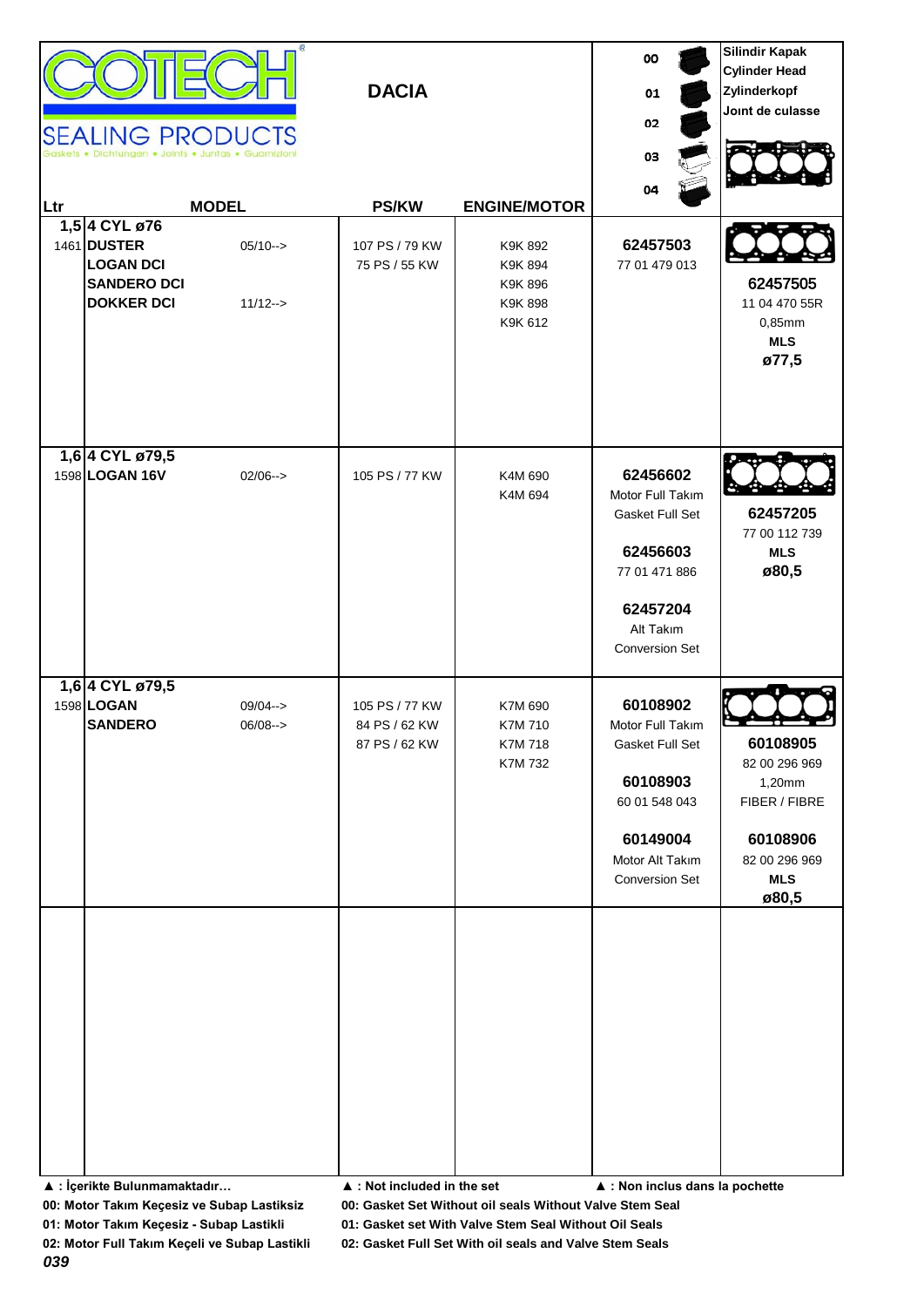# COTECH SEALING PRODUCTS

Gaskets • Dichtungen • Joints • Juntas • Guarnizioni

## DACIA

00 / 01 / 02 / 03 / 04

**Silindir Kapak**
**Cylinder Head**
**Zylinderkopf**
**Joınt de culasse**

| Ltr | MODEL | | PS/KW | ENGINE/MOTOR | 00 / 01 / 02 / 03 / 04 | Silindir Kapak |
|---|---|---|---|---|---|---|
| **1,5** | **4 CYL ø76** | | | | | |
| 1461 | **DUSTER** | 05/10--> | 107 PS / 79 KW | K9K 892 | **62457503** | |
| | **LOGAN DCI** | | 75 PS / 55 KW | K9K 894 | 77 01 479 013 | |
| | **SANDERO DCI** | | | K9K 896 | | **62457505** |
| | **DOKKER DCI** | 11/12--> | | K9K 898 | | 11 04 470 55R |
| | | | | K9K 612 | | 0,85mm |
| | | | | | | **MLS** |
| | | | | | | **ø77,5** |
| **1,6** | **4 CYL ø79,5** | | | | | |
| 1598 | **LOGAN 16V** | 02/06--> | 105 PS / 77 KW | K4M 690 | **62456602** | |
| | | | | K4M 694 | Motor Full Takım | |
| | | | | | Gasket Full Set | **62457205** |
| | | | | | | 77 00 112 739 |
| | | | | | **62456603** | **MLS** |
| | | | | | 77 01 471 886 | **ø80,5** |
| | | | | | **62457204** | |
| | | | | | Alt Takım | |
| | | | | | Conversion Set | |
| **1,6** | **4 CYL ø79,5** | | | | | |
| 1598 | **LOGAN** | 09/04--> | 105 PS / 77 KW | K7M 690 | **60108902** | |
| | **SANDERO** | 06/08--> | 84 PS / 62 KW | K7M 710 | Motor Full Takım | |
| | | | 87 PS / 62 KW | K7M 718 | Gasket Full Set | **60108905** |
| | | | | K7M 732 | | 82 00 296 969 |
| | | | | | **60108903** | 1,20mm |
| | | | | | 60 01 548 043 | FIBER / FIBRE |
| | | | | | **60149004** | **60108906** |
| | | | | | Motor Alt Takım | 82 00 296 969 |
| | | | | | Conversion Set | **MLS** |
| | | | | | | **ø80,5** |

**▲ : İçerikte Bulunmamaktadır…** **▲ : Not included in the set** **▲ : Non inclus dans la pochette**

**00: Motor Takım Keçesiz ve Subap Lastiksiz** **00: Gasket Set Without oil seals Without Valve Stem Seal**

**01: Motor Takım Keçesiz - Subap Lastikli** **01: Gasket set With Valve Stem Seal Without Oil Seals**

**02: Motor Full Takım Keçeli ve Subap Lastikli** **02: Gasket Full Set With oil seals and Valve Stem Seals**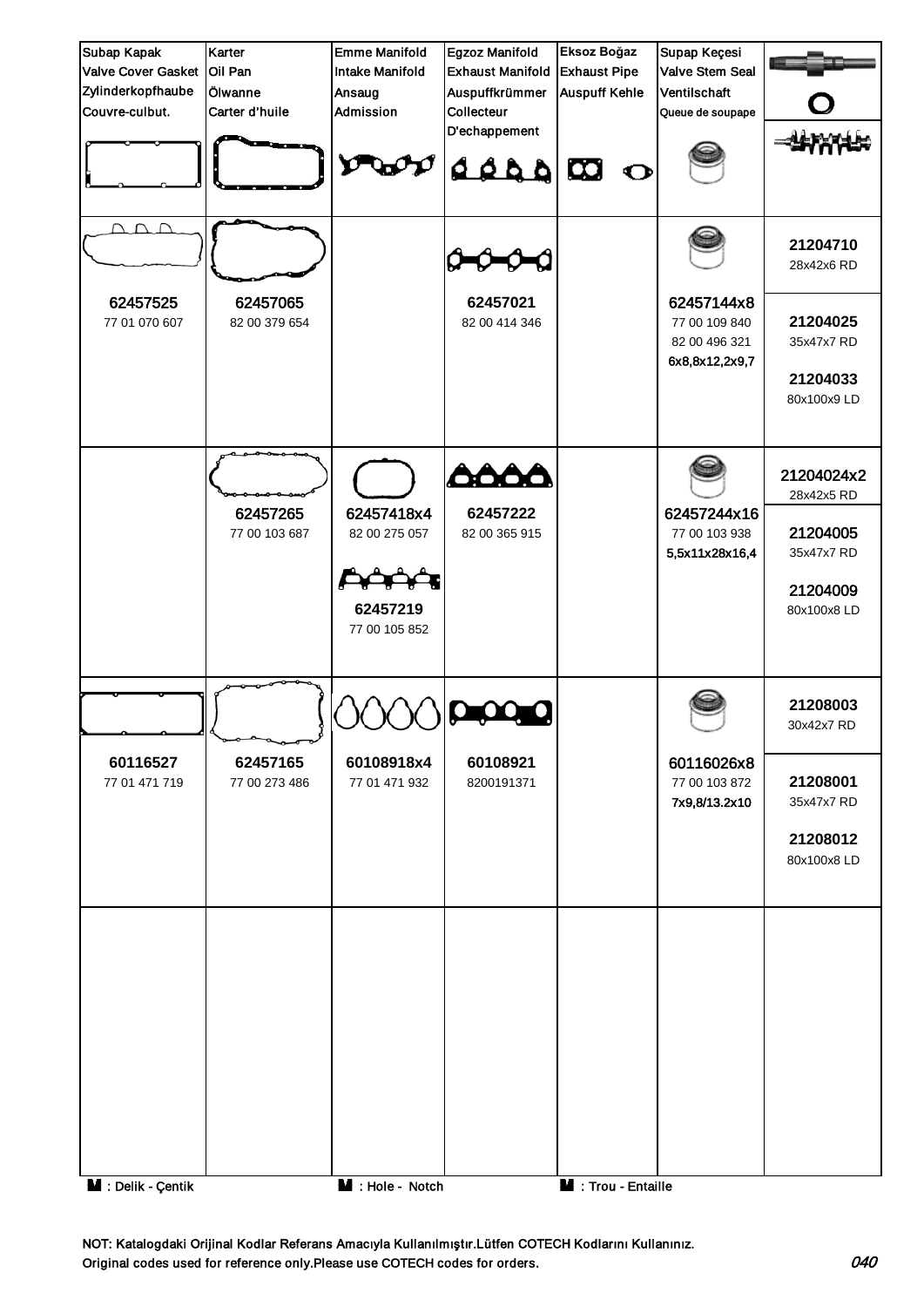| Subap Kapak<br>Valve Cover Gasket<br>Zylinderkopfhaube<br>Couvre-culbut. | Karter<br>Oil Pan<br>Ölwanne<br>Carter d'huile | Emme Manifold<br>Intake Manifold<br>Ansaug<br>Admission | Egzoz Manifold<br>Exhaust Manifold<br>Auspuffkrümmer<br>Collecteur<br>D'echappement | Eksoz Boğaz<br>Exhaust Pipe<br>Auspuff Kehle | Supap Keçesi<br>Valve Stem Seal<br>Ventilschaft<br>Queue de soupape | |
|---|---|---|---|---|---|---|
| **62457525**<br>77 01 070 607 | **62457065**<br>82 00 379 654 | | **62457021**<br>82 00 414 346 | | **62457144x8**<br>77 00 109 840<br>82 00 496 321<br>6x8,8x12,2x9,7 | **21204710**<br>28x42x6 RD<br>**21204025**<br>35x47x7 RD<br>**21204033**<br>80x100x9 LD |
| | **62457265**<br>77 00 103 687 | **62457418x4**<br>82 00 275 057<br>**62457219**<br>77 00 105 852 | **62457222**<br>82 00 365 915 | | **62457244x16**<br>77 00 103 938<br>5,5x11x28x16,4 | **21204024x2**<br>28x42x5 RD<br>**21204005**<br>35x47x7 RD<br>**21204009**<br>80x100x8 LD |
| **60116527**<br>77 01 471 719 | **62457165**<br>77 00 273 486 | **60108918x4**<br>77 01 471 932 | **60108921**<br>8200191371 | | **60116026x8**<br>77 00 103 872<br>7x9,8/13.2x10 | **21208003**<br>30x42x7 RD<br>**21208001**<br>35x47x7 RD<br>**21208012**<br>80x100x8 LD |
| | | | | | | |

: Delik - Çentik &nbsp;&nbsp;&nbsp; : Hole - Notch &nbsp;&nbsp;&nbsp; : Trou - Entaille

NOT: Katalogdaki Orijinal Kodlar Referans Amacıyla Kullanılmıştır.Lütfen COTECH Kodlarını Kullanınız.
Original codes used for reference only.Please use COTECH codes for orders.